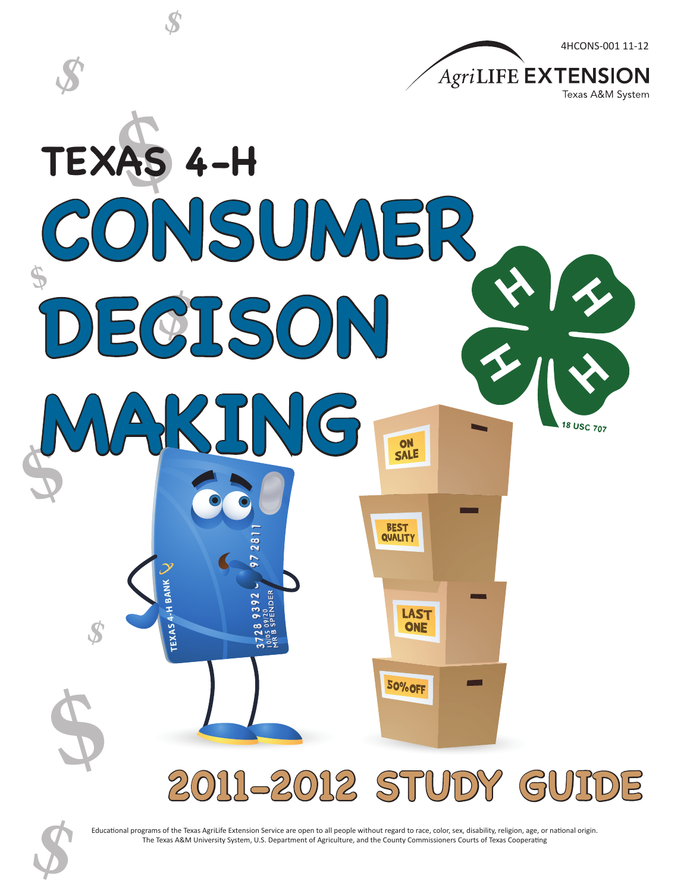4HCONS-001 11-12

AgriLIFE EXTENSION
Texas A&M System

# TEXAS 4-H CONSUMER DECISON MAKING

## 2011-2012 STUDY GUIDE

Educational programs of the Texas AgriLife Extension Service are open to all people without regard to race, color, sex, disability, religion, age, or national origin. The Texas A&M University System, U.S. Department of Agriculture, and the County Commissioners Courts of Texas Cooperating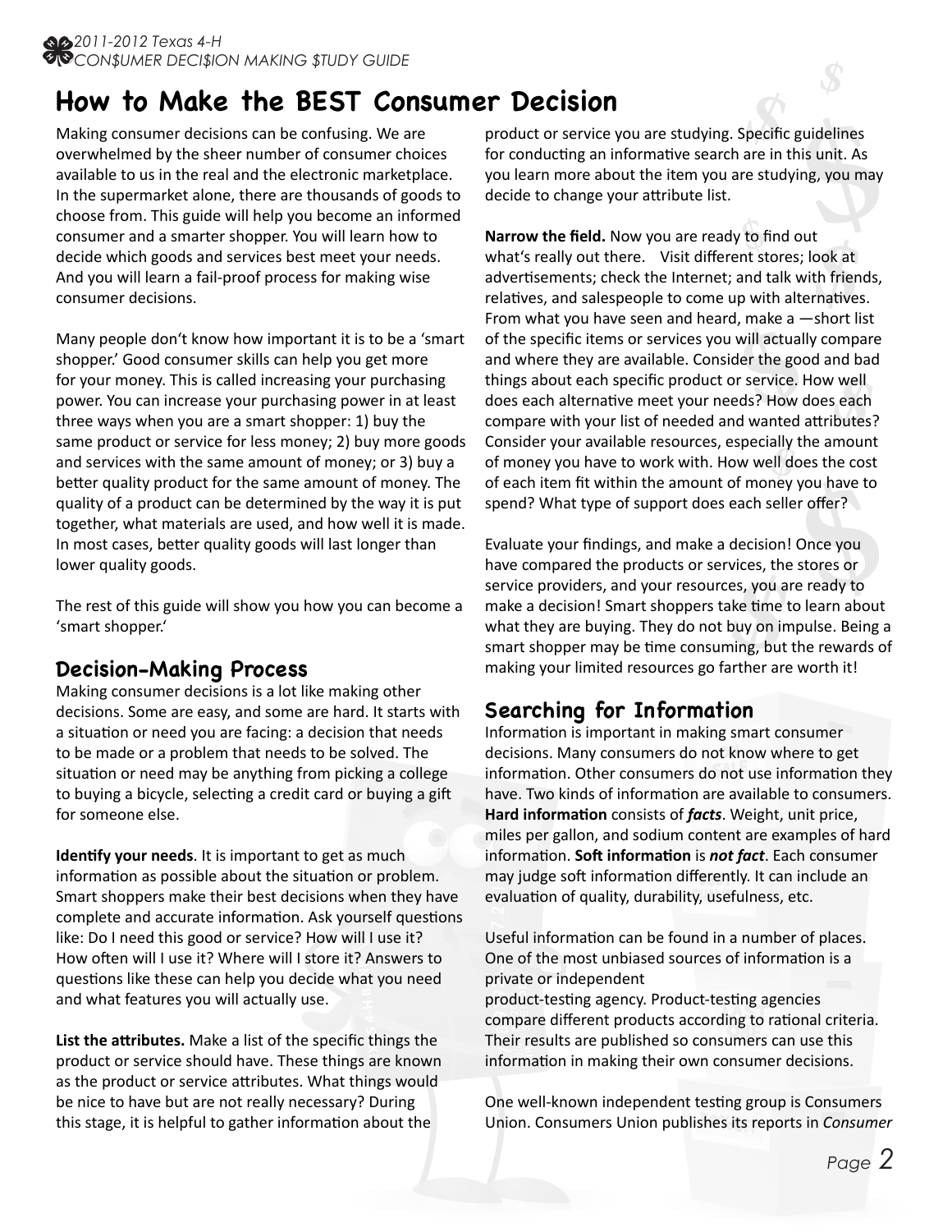# How to Make the BEST Consumer Decision

Making consumer decisions can be confusing. We are overwhelmed by the sheer number of consumer choices available to us in the real and the electronic marketplace. In the supermarket alone, there are thousands of goods to choose from. This guide will help you become an informed consumer and a smarter shopper. You will learn how to decide which goods and services best meet your needs. And you will learn a fail-proof process for making wise consumer decisions.

Many people don't know how important it is to be a 'smart shopper.' Good consumer skills can help you get more for your money. This is called increasing your purchasing power. You can increase your purchasing power in at least three ways when you are a smart shopper: 1) buy the same product or service for less money; 2) buy more goods and services with the same amount of money; or 3) buy a better quality product for the same amount of money. The quality of a product can be determined by the way it is put together, what materials are used, and how well it is made. In most cases, better quality goods will last longer than lower quality goods.

The rest of this guide will show you how you can become a 'smart shopper.'

## Decision-Making Process

Making consumer decisions is a lot like making other decisions. Some are easy, and some are hard. It starts with a situation or need you are facing: a decision that needs to be made or a problem that needs to be solved. The situation or need may be anything from picking a college to buying a bicycle, selecting a credit card or buying a gift for someone else.

**Identify your needs**. It is important to get as much information as possible about the situation or problem. Smart shoppers make their best decisions when they have complete and accurate information. Ask yourself questions like: Do I need this good or service? How will I use it? How often will I use it? Where will I store it? Answers to questions like these can help you decide what you need and what features you will actually use.

**List the attributes.** Make a list of the specific things the product or service should have. These things are known as the product or service attributes. What things would be nice to have but are not really necessary? During this stage, it is helpful to gather information about the product or service you are studying. Specific guidelines for conducting an informative search are in this unit. As you learn more about the item you are studying, you may decide to change your attribute list.

**Narrow the field.** Now you are ready to find out what's really out there. Visit different stores; look at advertisements; check the Internet; and talk with friends, relatives, and salespeople to come up with alternatives. From what you have seen and heard, make a —short list of the specific items or services you will actually compare and where they are available. Consider the good and bad things about each specific product or service. How well does each alternative meet your needs? How does each compare with your list of needed and wanted attributes? Consider your available resources, especially the amount of money you have to work with. How well does the cost of each item fit within the amount of money you have to spend? What type of support does each seller offer?

Evaluate your findings, and make a decision! Once you have compared the products or services, the stores or service providers, and your resources, you are ready to make a decision! Smart shoppers take time to learn about what they are buying. They do not buy on impulse. Being a smart shopper may be time consuming, but the rewards of making your limited resources go farther are worth it!

## Searching for Information

Information is important in making smart consumer decisions. Many consumers do not know where to get information. Other consumers do not use information they have. Two kinds of information are available to consumers. **Hard information** consists of ***facts***. Weight, unit price, miles per gallon, and sodium content are examples of hard information. **Soft information** is ***not fact***. Each consumer may judge soft information differently. It can include an evaluation of quality, durability, usefulness, etc.

Useful information can be found in a number of places. One of the most unbiased sources of information is a private or independent product-testing agency. Product-testing agencies compare different products according to rational criteria. Their results are published so consumers can use this information in making their own consumer decisions.

One well-known independent testing group is Consumers Union. Consumers Union publishes its reports in *Consumer*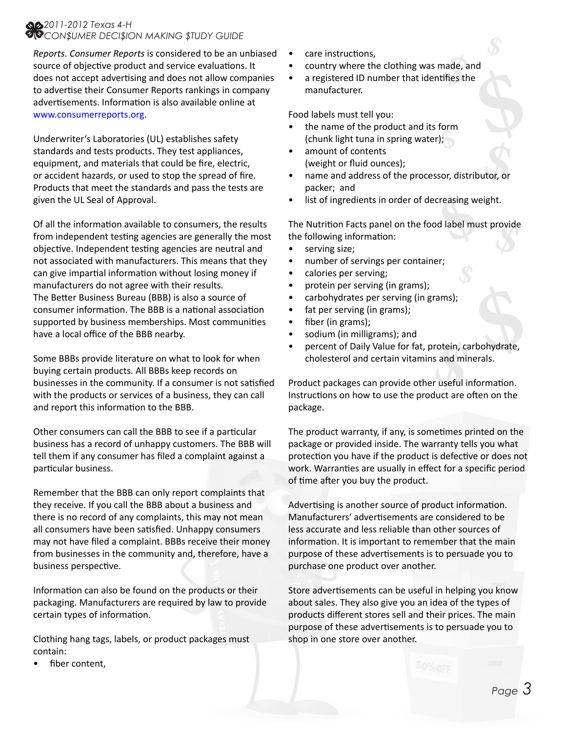*Reports*. *Consumer Reports* is considered to be an unbiased source of objective product and service evaluations. It does not accept advertising and does not allow companies to advertise their Consumer Reports rankings in company advertisements. Information is also available online at www.consumerreports.org.

Underwriter's Laboratories (UL) establishes safety standards and tests products. They test appliances, equipment, and materials that could be fire, electric, or accident hazards, or used to stop the spread of fire. Products that meet the standards and pass the tests are given the UL Seal of Approval.

Of all the information available to consumers, the results from independent testing agencies are generally the most objective. Independent testing agencies are neutral and not associated with manufacturers. This means that they can give impartial information without losing money if manufacturers do not agree with their results.
The Better Business Bureau (BBB) is also a source of consumer information. The BBB is a national association supported by business memberships. Most communities have a local office of the BBB nearby.

Some BBBs provide literature on what to look for when buying certain products. All BBBs keep records on businesses in the community. If a consumer is not satisfied with the products or services of a business, they can call and report this information to the BBB.

Other consumers can call the BBB to see if a particular business has a record of unhappy customers. The BBB will tell them if any consumer has filed a complaint against a particular business.

Remember that the BBB can only report complaints that they receive. If you call the BBB about a business and there is no record of any complaints, this may not mean all consumers have been satisfied. Unhappy consumers may not have filed a complaint. BBBs receive their money from businesses in the community and, therefore, have a business perspective.

Information can also be found on the products or their packaging. Manufacturers are required by law to provide certain types of information.

Clothing hang tags, labels, or product packages must contain:

- fiber content,
- care instructions,
- country where the clothing was made, and
- a registered ID number that identifies the manufacturer.

Food labels must tell you:

- the name of the product and its form (chunk light tuna in spring water);
- amount of contents (weight or fluid ounces);
- name and address of the processor, distributor, or packer; and
- list of ingredients in order of decreasing weight.

The Nutrition Facts panel on the food label must provide the following information:

- serving size;
- number of servings per container;
- calories per serving;
- protein per serving (in grams);
- carbohydrates per serving (in grams);
- fat per serving (in grams);
- fiber (in grams);
- sodium (in milligrams); and
- percent of Daily Value for fat, protein, carbohydrate, cholesterol and certain vitamins and minerals.

Product packages can provide other useful information. Instructions on how to use the product are often on the package.

The product warranty, if any, is sometimes printed on the package or provided inside. The warranty tells you what protection you have if the product is defective or does not work. Warranties are usually in effect for a specific period of time after you buy the product.

Advertising is another source of product information. Manufacturers' advertisements are considered to be less accurate and less reliable than other sources of information. It is important to remember that the main purpose of these advertisements is to persuade you to purchase one product over another.

Store advertisements can be useful in helping you know about sales. They also give you an idea of the types of products different stores sell and their prices. The main purpose of these advertisements is to persuade you to shop in one store over another.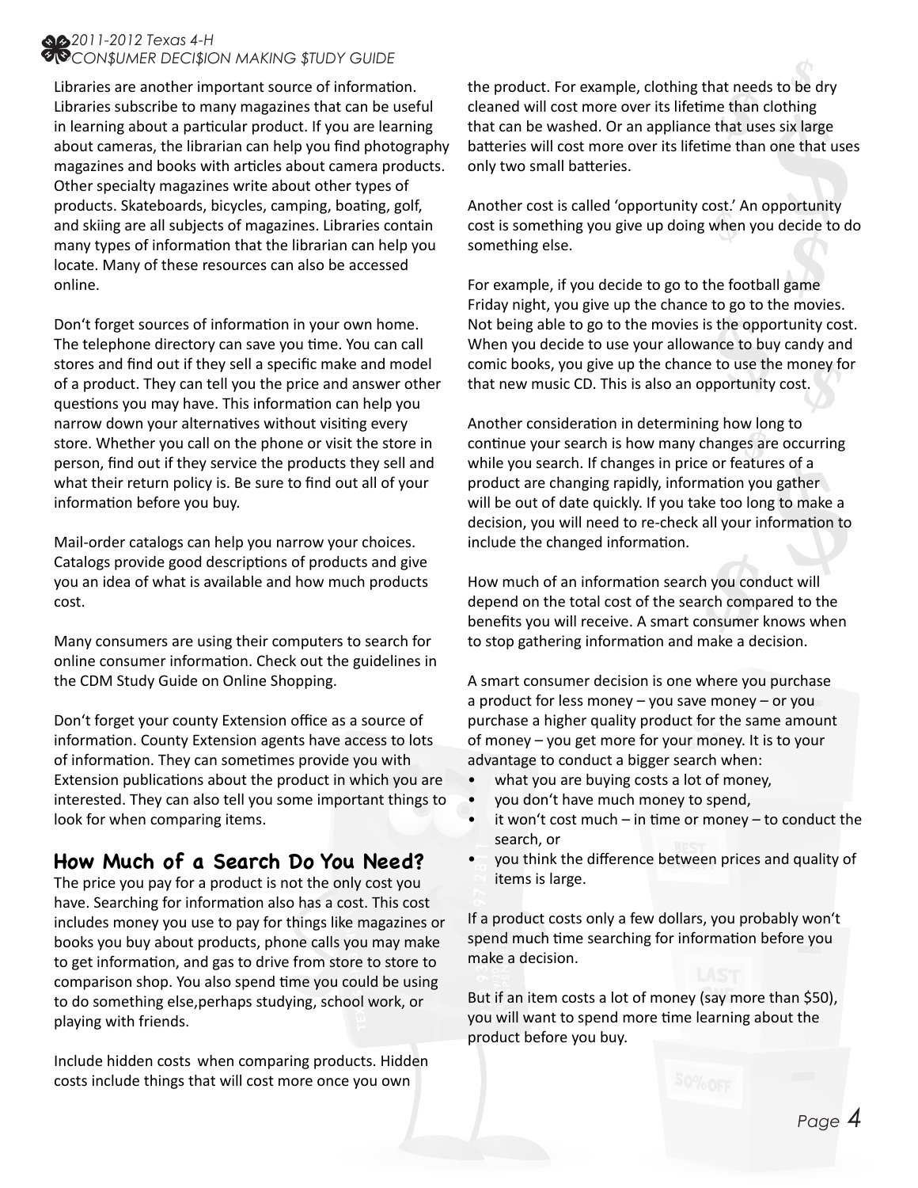Libraries are another important source of information. Libraries subscribe to many magazines that can be useful in learning about a particular product. If you are learning about cameras, the librarian can help you find photography magazines and books with articles about camera products. Other specialty magazines write about other types of products. Skateboards, bicycles, camping, boating, golf, and skiing are all subjects of magazines. Libraries contain many types of information that the librarian can help you locate. Many of these resources can also be accessed online.

Don't forget sources of information in your own home. The telephone directory can save you time. You can call stores and find out if they sell a specific make and model of a product. They can tell you the price and answer other questions you may have. This information can help you narrow down your alternatives without visiting every store. Whether you call on the phone or visit the store in person, find out if they service the products they sell and what their return policy is. Be sure to find out all of your information before you buy.

Mail-order catalogs can help you narrow your choices. Catalogs provide good descriptions of products and give you an idea of what is available and how much products cost.

Many consumers are using their computers to search for online consumer information. Check out the guidelines in the CDM Study Guide on Online Shopping.

Don't forget your county Extension office as a source of information. County Extension agents have access to lots of information. They can sometimes provide you with Extension publications about the product in which you are interested. They can also tell you some important things to look for when comparing items.

## How Much of a Search Do You Need?

The price you pay for a product is not the only cost you have. Searching for information also has a cost. This cost includes money you use to pay for things like magazines or books you buy about products, phone calls you may make to get information, and gas to drive from store to store to comparison shop. You also spend time you could be using to do something else,perhaps studying, school work, or playing with friends.

Include hidden costs when comparing products. Hidden costs include things that will cost more once you own the product. For example, clothing that needs to be dry cleaned will cost more over its lifetime than clothing that can be washed. Or an appliance that uses six large batteries will cost more over its lifetime than one that uses only two small batteries.

Another cost is called 'opportunity cost.' An opportunity cost is something you give up doing when you decide to do something else.

For example, if you decide to go to the football game Friday night, you give up the chance to go to the movies. Not being able to go to the movies is the opportunity cost. When you decide to use your allowance to buy candy and comic books, you give up the chance to use the money for that new music CD. This is also an opportunity cost.

Another consideration in determining how long to continue your search is how many changes are occurring while you search. If changes in price or features of a product are changing rapidly, information you gather will be out of date quickly. If you take too long to make a decision, you will need to re-check all your information to include the changed information.

How much of an information search you conduct will depend on the total cost of the search compared to the benefits you will receive. A smart consumer knows when to stop gathering information and make a decision.

A smart consumer decision is one where you purchase a product for less money – you save money – or you purchase a higher quality product for the same amount of money – you get more for your money. It is to your advantage to conduct a bigger search when:

- what you are buying costs a lot of money,
- you don't have much money to spend,
- it won't cost much – in time or money – to conduct the search, or
- you think the difference between prices and quality of items is large.

If a product costs only a few dollars, you probably won't spend much time searching for information before you make a decision.

But if an item costs a lot of money (say more than $50), you will want to spend more time learning about the product before you buy.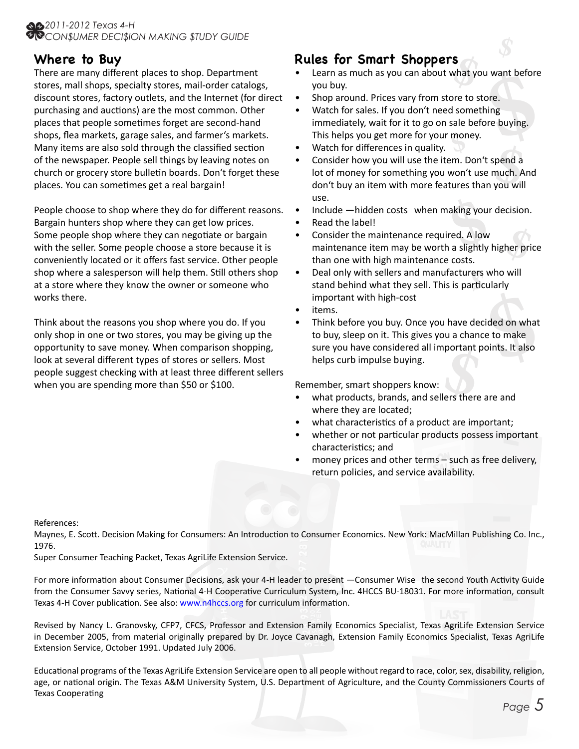## Where to Buy

There are many different places to shop. Department stores, mall shops, specialty stores, mail-order catalogs, discount stores, factory outlets, and the Internet (for direct purchasing and auctions) are the most common. Other places that people sometimes forget are second-hand shops, flea markets, garage sales, and farmer's markets. Many items are also sold through the classified section of the newspaper. People sell things by leaving notes on church or grocery store bulletin boards. Don't forget these places. You can sometimes get a real bargain!

People choose to shop where they do for different reasons. Bargain hunters shop where they can get low prices. Some people shop where they can negotiate or bargain with the seller. Some people choose a store because it is conveniently located or it offers fast service. Other people shop where a salesperson will help them. Still others shop at a store where they know the owner or someone who works there.

Think about the reasons you shop where you do. If you only shop in one or two stores, you may be giving up the opportunity to save money. When comparison shopping, look at several different types of stores or sellers. Most people suggest checking with at least three different sellers when you are spending more than $50 or $100.

## Rules for Smart Shoppers

- Learn as much as you can about what you want before you buy.
- Shop around. Prices vary from store to store.
- Watch for sales. If you don't need something immediately, wait for it to go on sale before buying. This helps you get more for your money.
- Watch for differences in quality.
- Consider how you will use the item. Don't spend a lot of money for something you won't use much. And don't buy an item with more features than you will use.
- Include —hidden costs when making your decision.
- Read the label!
- Consider the maintenance required. A low maintenance item may be worth a slightly higher price than one with high maintenance costs.
- Deal only with sellers and manufacturers who will stand behind what they sell. This is particularly important with high-cost
- items.
- Think before you buy. Once you have decided on what to buy, sleep on it. This gives you a chance to make sure you have considered all important points. It also helps curb impulse buying.

Remember, smart shoppers know:

- what products, brands, and sellers there are and where they are located;
- what characteristics of a product are important;
- whether or not particular products possess important characteristics; and
- money prices and other terms – such as free delivery, return policies, and service availability.

References:
Maynes, E. Scott. Decision Making for Consumers: An Introduction to Consumer Economics. New York: MacMillan Publishing Co. Inc., 1976.
Super Consumer Teaching Packet, Texas AgriLife Extension Service.

For more information about Consumer Decisions, ask your 4-H leader to present —Consumer Wise the second Youth Activity Guide from the Consumer Savvy series, National 4-H Cooperative Curriculum System, Inc. 4HCCS BU-18031. For more information, consult Texas 4-H Cover publication. See also: www.n4hccs.org for curriculum information.

Revised by Nancy L. Granovsky, CFP7, CFCS, Professor and Extension Family Economics Specialist, Texas AgriLife Extension Service in December 2005, from material originally prepared by Dr. Joyce Cavanagh, Extension Family Economics Specialist, Texas AgriLife Extension Service, October 1991. Updated July 2006.

Educational programs of the Texas AgriLife Extension Service are open to all people without regard to race, color, sex, disability, religion, age, or national origin. The Texas A&M University System, U.S. Department of Agriculture, and the County Commissioners Courts of Texas Cooperating